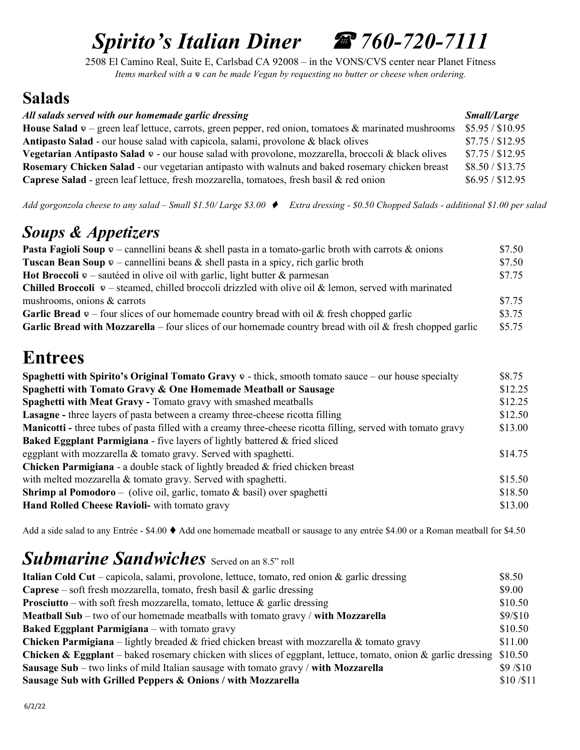# *Spirito's Italian Diner* ☎ *760-720-7111*

2508 El Camino Real, Suite E, Carlsbad CA 92008 – in the VONS/CVS center near Planet Fitness

*Items marked with a ᵥ can be made Vegan by requesting no butter or cheese when ordering.*

## Salads

| *All salads served with our homemade garlic dressing* | *Small/Large* |
|---|---|
| **House Salad** ᵥ – green leaf lettuce, carrots, green pepper, red onion, tomatoes & marinated mushrooms | $5.95 / $10.95 |
| **Antipasto Salad** - our house salad with capicola, salami, provolone & black olives | $7.75 / $12.95 |
| **Vegetarian Antipasto Salad** ᵥ - our house salad with provolone, mozzarella, broccoli & black olives | $7.75 / $12.95 |
| **Rosemary Chicken Salad** - our vegetarian antipasto with walnuts and baked rosemary chicken breast | $8.50 / $13.75 |
| **Caprese Salad** - green leaf lettuce, fresh mozzarella, tomatoes, fresh basil & red onion | $6.95 / $12.95 |

*Add gorgonzola cheese to any salad – Small $1.50/ Large $3.00 ♦ Extra dressing - $0.50 Chopped Salads - additional $1.00 per salad*

## *Soups & Appetizers*

| | |
|---|---|
| **Pasta Fagioli Soup** ᵥ – cannellini beans & shell pasta in a tomato-garlic broth with carrots & onions | $7.50 |
| **Tuscan Bean Soup** ᵥ – cannellini beans & shell pasta in a spicy, rich garlic broth | $7.50 |
| **Hot Broccoli** ᵥ – sautéed in olive oil with garlic, light butter & parmesan | $7.75 |
| **Chilled Broccoli** ᵥ – steamed, chilled broccoli drizzled with olive oil & lemon, served with marinated mushrooms, onions & carrots | $7.75 |
| **Garlic Bread** ᵥ – four slices of our homemade country bread with oil & fresh chopped garlic | $3.75 |
| **Garlic Bread with Mozzarella** – four slices of our homemade country bread with oil & fresh chopped garlic | $5.75 |

## Entrees

| | |
|---|---|
| **Spaghetti with Spirito's Original Tomato Gravy** ᵥ - thick, smooth tomato sauce – our house specialty | $8.75 |
| **Spaghetti with Tomato Gravy & One Homemade Meatball or Sausage** | $12.25 |
| **Spaghetti with Meat Gravy -** Tomato gravy with smashed meatballs | $12.25 |
| **Lasagne -** three layers of pasta between a creamy three-cheese ricotta filling | $12.50 |
| **Manicotti -** three tubes of pasta filled with a creamy three-cheese ricotta filling, served with tomato gravy | $13.00 |
| **Baked Eggplant Parmigiana** - five layers of lightly battered & fried sliced eggplant with mozzarella & tomato gravy. Served with spaghetti. | $14.75 |
| **Chicken Parmigiana** - a double stack of lightly breaded & fried chicken breast with melted mozzarella & tomato gravy. Served with spaghetti. | $15.50 |
| **Shrimp al Pomodoro** – (olive oil, garlic, tomato & basil) over spaghetti | $18.50 |
| **Hand Rolled Cheese Ravioli-** with tomato gravy | $13.00 |

Add a side salad to any Entrée - $4.00 ♦ Add one homemade meatball or sausage to any entrée $4.00 or a Roman meatball for $4.50

## *Submarine Sandwiches* Served on an 8.5" roll

| | |
|---|---|
| **Italian Cold Cut** – capicola, salami, provolone, lettuce, tomato, red onion & garlic dressing | $8.50 |
| **Caprese** – soft fresh mozzarella, tomato, fresh basil & garlic dressing | $9.00 |
| **Prosciutto** – with soft fresh mozzarella, tomato, lettuce & garlic dressing | $10.50 |
| **Meatball Sub** – two of our homemade meatballs with tomato gravy / **with Mozzarella** | $9/$10 |
| **Baked Eggplant Parmigiana** – with tomato gravy | $10.50 |
| **Chicken Parmigiana** – lightly breaded & fried chicken breast with mozzarella & tomato gravy | $11.00 |
| **Chicken & Eggplant** – baked rosemary chicken with slices of eggplant, lettuce, tomato, onion & garlic dressing | $10.50 |
| **Sausage Sub** – two links of mild Italian sausage with tomato gravy / **with Mozzarella** | $9 /$10 |
| **Sausage Sub with Grilled Peppers & Onions / with Mozzarella** | $10 /$11 |

6/2/22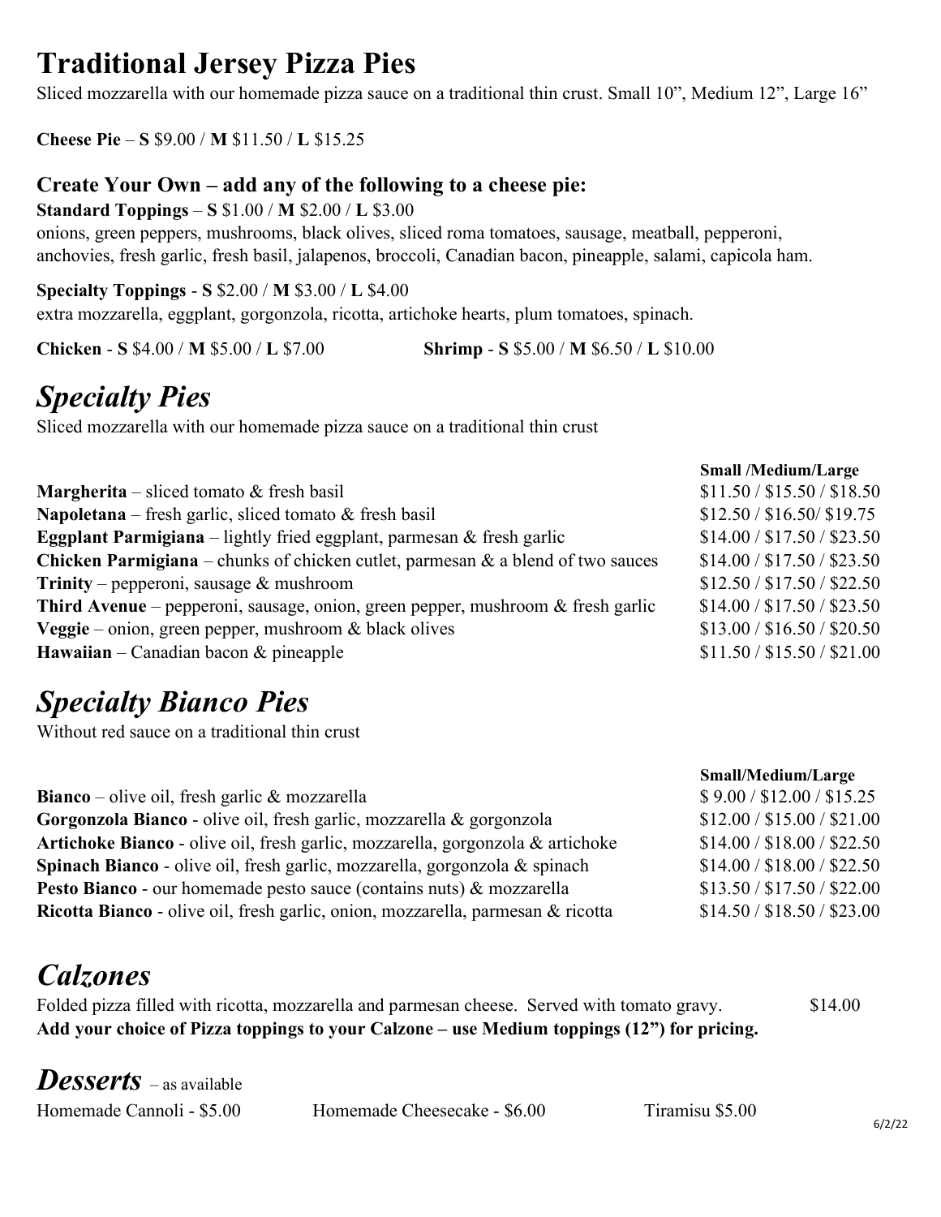# Traditional Jersey Pizza Pies

Sliced mozzarella with our homemade pizza sauce on a traditional thin crust. Small 10", Medium 12", Large 16"

**Cheese Pie** – **S** $9.00 / **M** $11.50 / **L** $15.25

### Create Your Own – add any of the following to a cheese pie:

**Standard Toppings** – **S** $1.00 / **M** $2.00 / **L** $3.00
onions, green peppers, mushrooms, black olives, sliced roma tomatoes, sausage, meatball, pepperoni, anchovies, fresh garlic, fresh basil, jalapenos, broccoli, Canadian bacon, pineapple, salami, capicola ham.

**Specialty Toppings** - **S** $2.00 / **M** $3.00 / **L** $4.00
extra mozzarella, eggplant, gorgonzola, ricotta, artichoke hearts, plum tomatoes, spinach.

**Chicken** - **S** $4.00 / **M** $5.00 / **L** $7.00

**Shrimp** - **S** $5.00 / **M** $6.50 / **L** $10.00

# *Specialty Pies*

Sliced mozzarella with our homemade pizza sauce on a traditional thin crust

| | **Small /Medium/Large** |
|---|---|
| **Margherita** – sliced tomato & fresh basil | $11.50 / $15.50 / $18.50 |
| **Napoletana** – fresh garlic, sliced tomato & fresh basil | $12.50 / $16.50/ $19.75 |
| **Eggplant Parmigiana** – lightly fried eggplant, parmesan & fresh garlic | $14.00 / $17.50 / $23.50 |
| **Chicken Parmigiana** – chunks of chicken cutlet, parmesan & a blend of two sauces | $14.00 / $17.50 / $23.50 |
| **Trinity** – pepperoni, sausage & mushroom | $12.50 / $17.50 / $22.50 |
| **Third Avenue** – pepperoni, sausage, onion, green pepper, mushroom & fresh garlic | $14.00 / $17.50 / $23.50 |
| **Veggie** – onion, green pepper, mushroom & black olives | $13.00 / $16.50 / $20.50 |
| **Hawaiian** – Canadian bacon & pineapple | $11.50 / $15.50 / $21.00 |

# *Specialty Bianco Pies*

Without red sauce on a traditional thin crust

| | **Small/Medium/Large** |
|---|---|
| **Bianco** – olive oil, fresh garlic & mozzarella | $ 9.00 / $12.00 / $15.25 |
| **Gorgonzola Bianco** - olive oil, fresh garlic, mozzarella & gorgonzola | $12.00 / $15.00 / $21.00 |
| **Artichoke Bianco** - olive oil, fresh garlic, mozzarella, gorgonzola & artichoke | $14.00 / $18.00 / $22.50 |
| **Spinach Bianco** - olive oil, fresh garlic, mozzarella, gorgonzola & spinach | $14.00 / $18.00 / $22.50 |
| **Pesto Bianco** - our homemade pesto sauce (contains nuts) & mozzarella | $13.50 / $17.50 / $22.00 |
| **Ricotta Bianco** - olive oil, fresh garlic, onion, mozzarella, parmesan & ricotta | $14.50 / $18.50 / $23.00 |

# *Calzones*

Folded pizza filled with ricotta, mozzarella and parmesan cheese. Served with tomato gravy. $14.00

**Add your choice of Pizza toppings to your Calzone – use Medium toppings (12") for pricing.**

# *Desserts* – as available

Homemade Cannoli - $5.00

Homemade Cheesecake - $6.00

Tiramisu $5.00

6/2/22